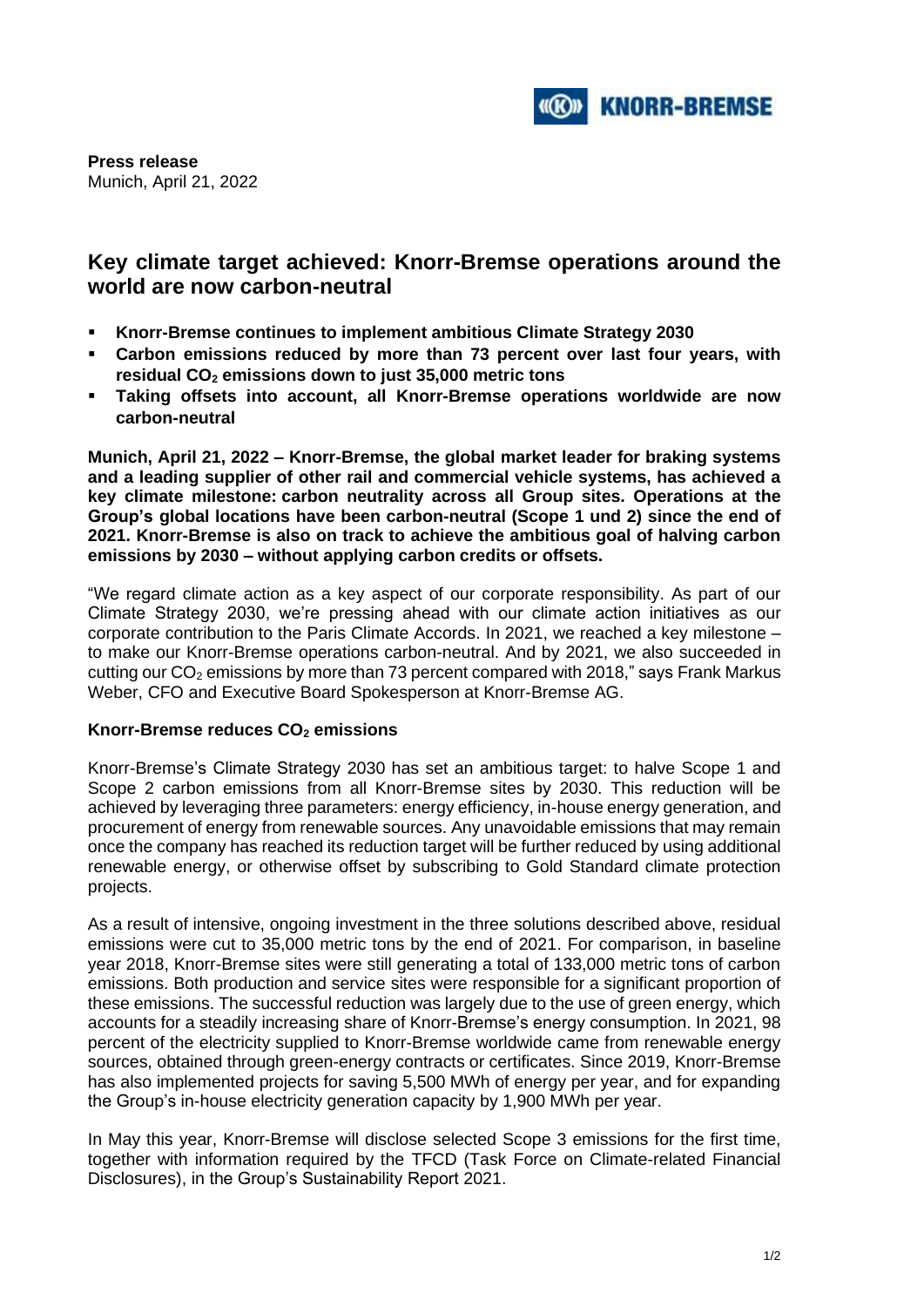**Press release**
Munich, April 21, 2022

# Key climate target achieved: Knorr-Bremse operations around the world are now carbon-neutral

- **Knorr-Bremse continues to implement ambitious Climate Strategy 2030**
- **Carbon emissions reduced by more than 73 percent over last four years, with residual $CO_2$ emissions down to just 35,000 metric tons**
- **Taking offsets into account, all Knorr-Bremse operations worldwide are now carbon-neutral**

**Munich, April 21, 2022 – Knorr-Bremse, the global market leader for braking systems and a leading supplier of other rail and commercial vehicle systems, has achieved a key climate milestone: carbon neutrality across all Group sites. Operations at the Group's global locations have been carbon-neutral (Scope 1 und 2) since the end of 2021. Knorr-Bremse is also on track to achieve the ambitious goal of halving carbon emissions by 2030 – without applying carbon credits or offsets.**

"We regard climate action as a key aspect of our corporate responsibility. As part of our Climate Strategy 2030, we're pressing ahead with our climate action initiatives as our corporate contribution to the Paris Climate Accords. In 2021, we reached a key milestone – to make our Knorr-Bremse operations carbon-neutral. And by 2021, we also succeeded in cutting our $CO_2$ emissions by more than 73 percent compared with 2018," says Frank Markus Weber, CFO and Executive Board Spokesperson at Knorr-Bremse AG.

### Knorr-Bremse reduces $CO_2$ emissions

Knorr-Bremse's Climate Strategy 2030 has set an ambitious target: to halve Scope 1 and Scope 2 carbon emissions from all Knorr-Bremse sites by 2030. This reduction will be achieved by leveraging three parameters: energy efficiency, in-house energy generation, and procurement of energy from renewable sources. Any unavoidable emissions that may remain once the company has reached its reduction target will be further reduced by using additional renewable energy, or otherwise offset by subscribing to Gold Standard climate protection projects.

As a result of intensive, ongoing investment in the three solutions described above, residual emissions were cut to 35,000 metric tons by the end of 2021. For comparison, in baseline year 2018, Knorr-Bremse sites were still generating a total of 133,000 metric tons of carbon emissions. Both production and service sites were responsible for a significant proportion of these emissions. The successful reduction was largely due to the use of green energy, which accounts for a steadily increasing share of Knorr-Bremse's energy consumption. In 2021, 98 percent of the electricity supplied to Knorr-Bremse worldwide came from renewable energy sources, obtained through green-energy contracts or certificates. Since 2019, Knorr-Bremse has also implemented projects for saving 5,500 MWh of energy per year, and for expanding the Group's in-house electricity generation capacity by 1,900 MWh per year.

In May this year, Knorr-Bremse will disclose selected Scope 3 emissions for the first time, together with information required by the TFCD (Task Force on Climate-related Financial Disclosures), in the Group's Sustainability Report 2021.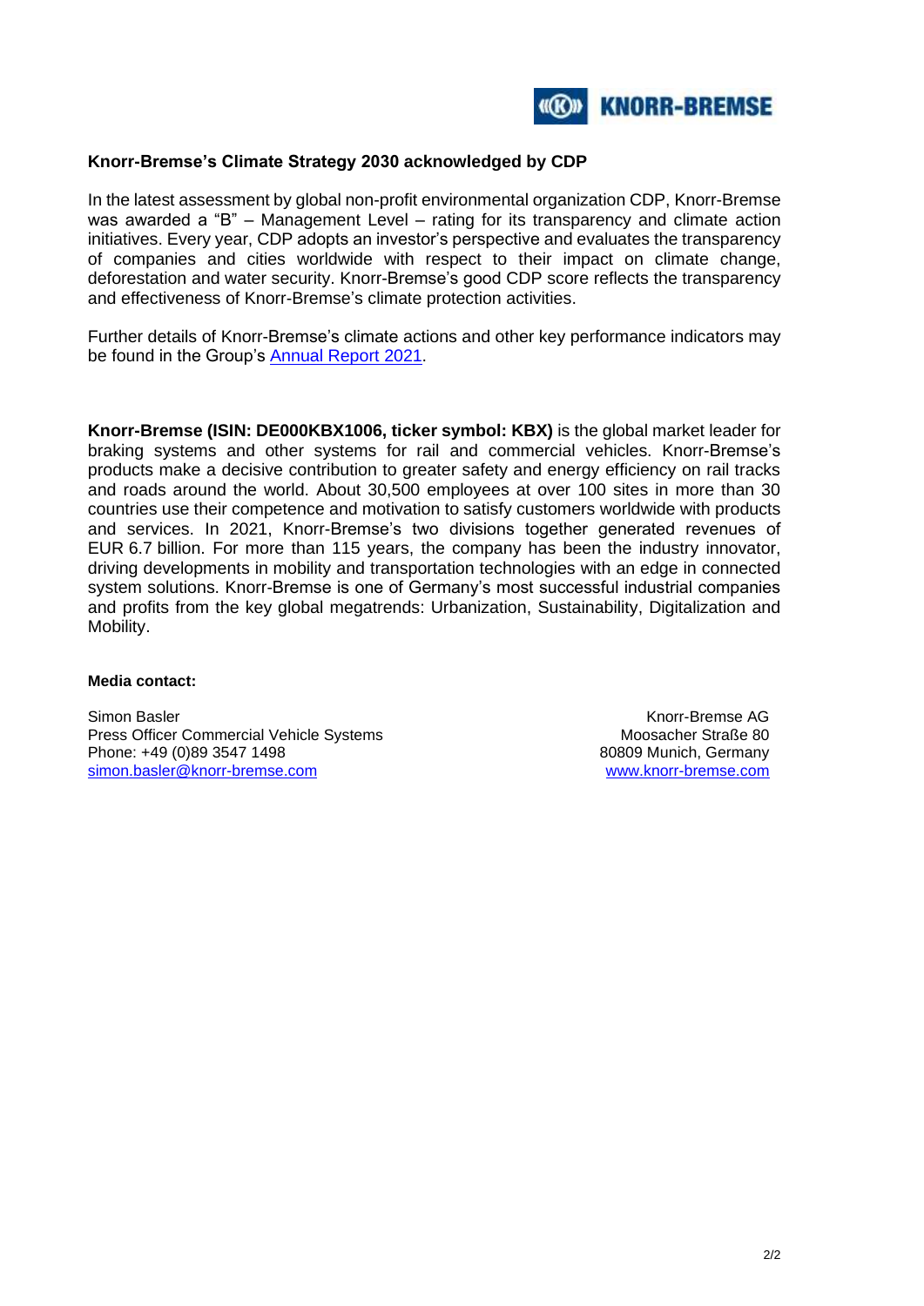**Knorr-Bremse's Climate Strategy 2030 acknowledged by CDP**

In the latest assessment by global non-profit environmental organization CDP, Knorr-Bremse was awarded a "B" – Management Level – rating for its transparency and climate action initiatives. Every year, CDP adopts an investor's perspective and evaluates the transparency of companies and cities worldwide with respect to their impact on climate change, deforestation and water security. Knorr-Bremse's good CDP score reflects the transparency and effectiveness of Knorr-Bremse's climate protection activities.

Further details of Knorr-Bremse's climate actions and other key performance indicators may be found in the Group's Annual Report 2021.

**Knorr-Bremse (ISIN: DE000KBX1006, ticker symbol: KBX)** is the global market leader for braking systems and other systems for rail and commercial vehicles. Knorr-Bremse's products make a decisive contribution to greater safety and energy efficiency on rail tracks and roads around the world. About 30,500 employees at over 100 sites in more than 30 countries use their competence and motivation to satisfy customers worldwide with products and services. In 2021, Knorr-Bremse's two divisions together generated revenues of EUR 6.7 billion. For more than 115 years, the company has been the industry innovator, driving developments in mobility and transportation technologies with an edge in connected system solutions. Knorr-Bremse is one of Germany's most successful industrial companies and profits from the key global megatrends: Urbanization, Sustainability, Digitalization and Mobility.

**Media contact:**

Simon Basler
Press Officer Commercial Vehicle Systems
Phone: +49 (0)89 3547 1498
simon.basler@knorr-bremse.com

Knorr-Bremse AG
Moosacher Straße 80
80809 Munich, Germany
www.knorr-bremse.com